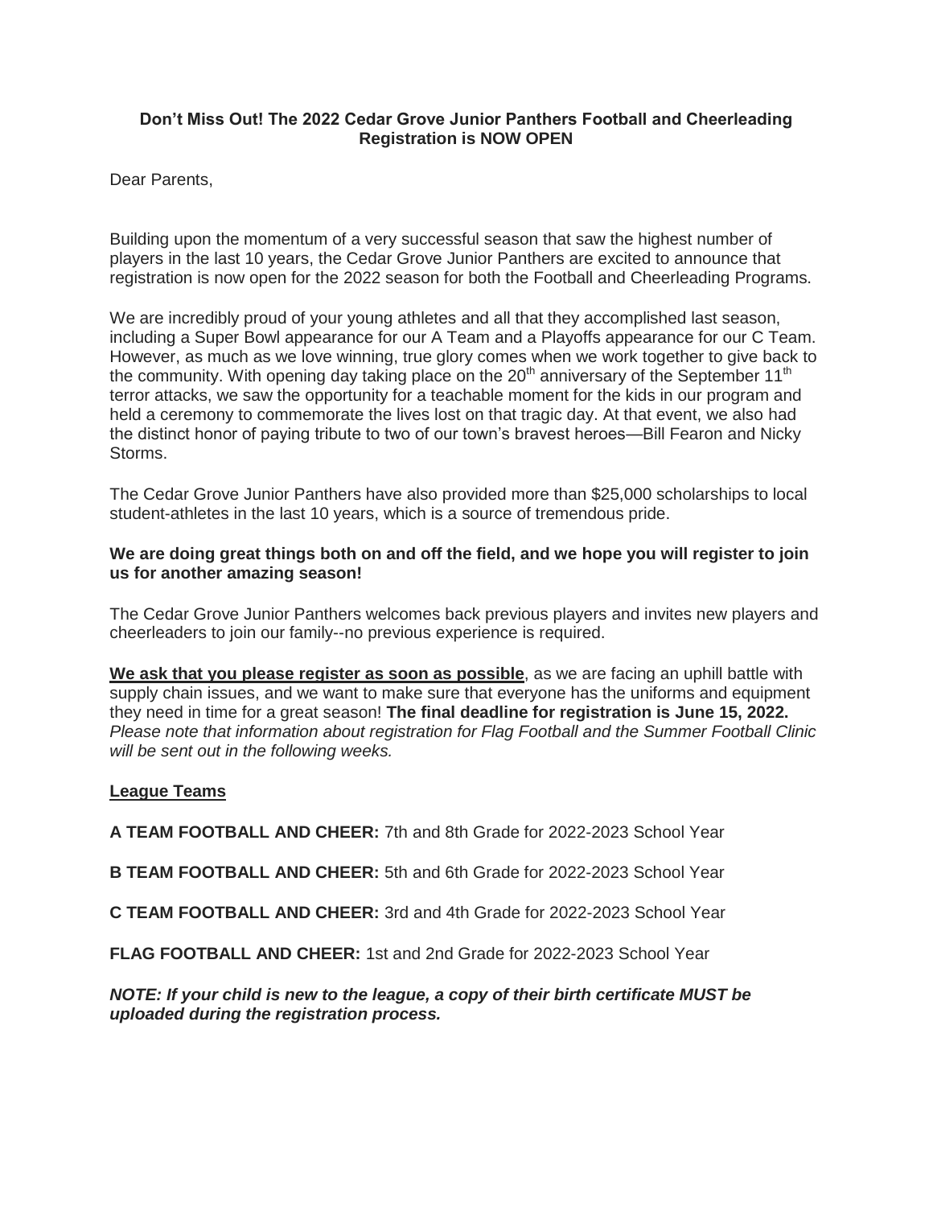**Don't Miss Out! The 2022 Cedar Grove Junior Panthers Football and Cheerleading Registration is NOW OPEN**

Dear Parents,

Building upon the momentum of a very successful season that saw the highest number of players in the last 10 years, the Cedar Grove Junior Panthers are excited to announce that registration is now open for the 2022 season for both the Football and Cheerleading Programs.

We are incredibly proud of your young athletes and all that they accomplished last season, including a Super Bowl appearance for our A Team and a Playoffs appearance for our C Team. However, as much as we love winning, true glory comes when we work together to give back to the community. With opening day taking place on the 20th anniversary of the September 11th terror attacks, we saw the opportunity for a teachable moment for the kids in our program and held a ceremony to commemorate the lives lost on that tragic day. At that event, we also had the distinct honor of paying tribute to two of our town's bravest heroes—Bill Fearon and Nicky Storms.

The Cedar Grove Junior Panthers have also provided more than $25,000 scholarships to local student-athletes in the last 10 years, which is a source of tremendous pride.

**We are doing great things both on and off the field, and we hope you will register to join us for another amazing season!**

The Cedar Grove Junior Panthers welcomes back previous players and invites new players and cheerleaders to join our family--no previous experience is required.

<u>**We ask that you please register as soon as possible**</u>, as we are facing an uphill battle with supply chain issues, and we want to make sure that everyone has the uniforms and equipment they need in time for a great season! **The final deadline for registration is June 15, 2022.** *Please note that information about registration for Flag Football and the Summer Football Clinic will be sent out in the following weeks.*

<u>**League Teams**</u>

**A TEAM FOOTBALL AND CHEER:** 7th and 8th Grade for 2022-2023 School Year

**B TEAM FOOTBALL AND CHEER:** 5th and 6th Grade for 2022-2023 School Year

**C TEAM FOOTBALL AND CHEER:** 3rd and 4th Grade for 2022-2023 School Year

**FLAG FOOTBALL AND CHEER:** 1st and 2nd Grade for 2022-2023 School Year

***NOTE: If your child is new to the league, a copy of their birth certificate MUST be uploaded during the registration process.***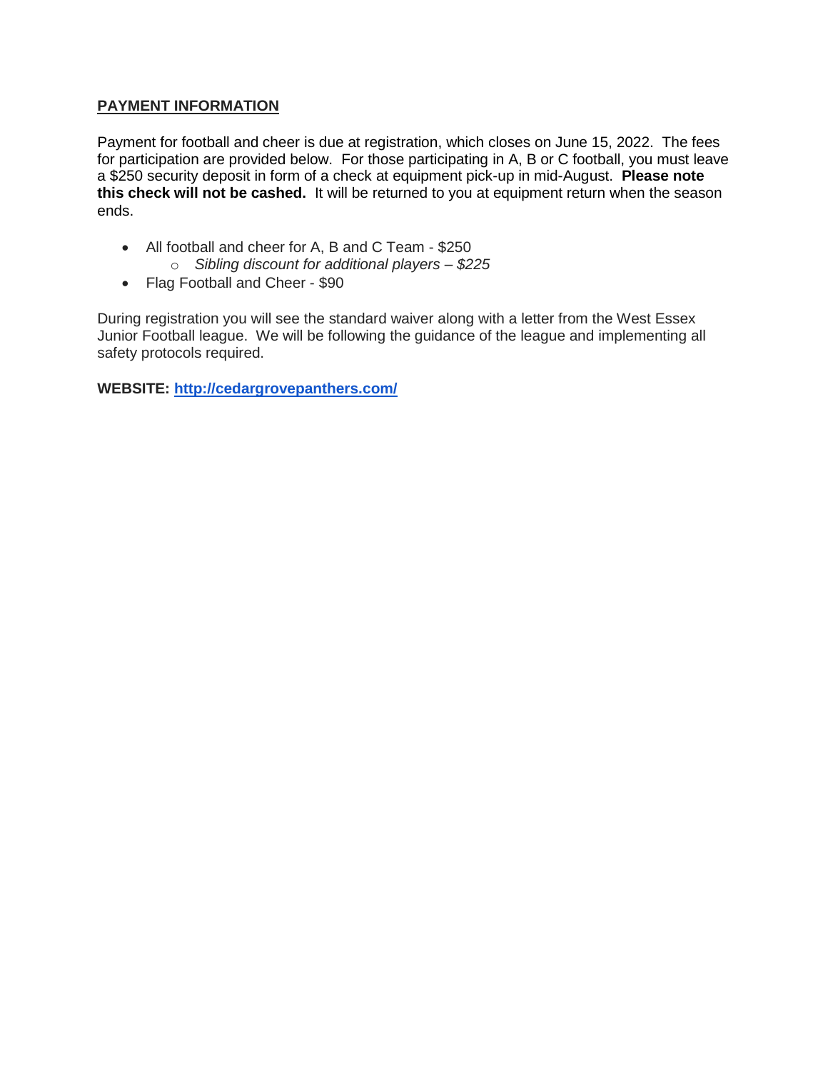**PAYMENT INFORMATION**

Payment for football and cheer is due at registration, which closes on June 15, 2022. The fees for participation are provided below. For those participating in A, B or C football, you must leave a $250 security deposit in form of a check at equipment pick-up in mid-August. **Please note this check will not be cashed.** It will be returned to you at equipment return when the season ends.

- All football and cheer for A, B and C Team - $250
  - *Sibling discount for additional players – $225*
- Flag Football and Cheer - $90

During registration you will see the standard waiver along with a letter from the West Essex Junior Football league. We will be following the guidance of the league and implementing all safety protocols required.

**WEBSITE: [http://cedargrovepanthers.com/](http://cedargrovepanthers.com/)**